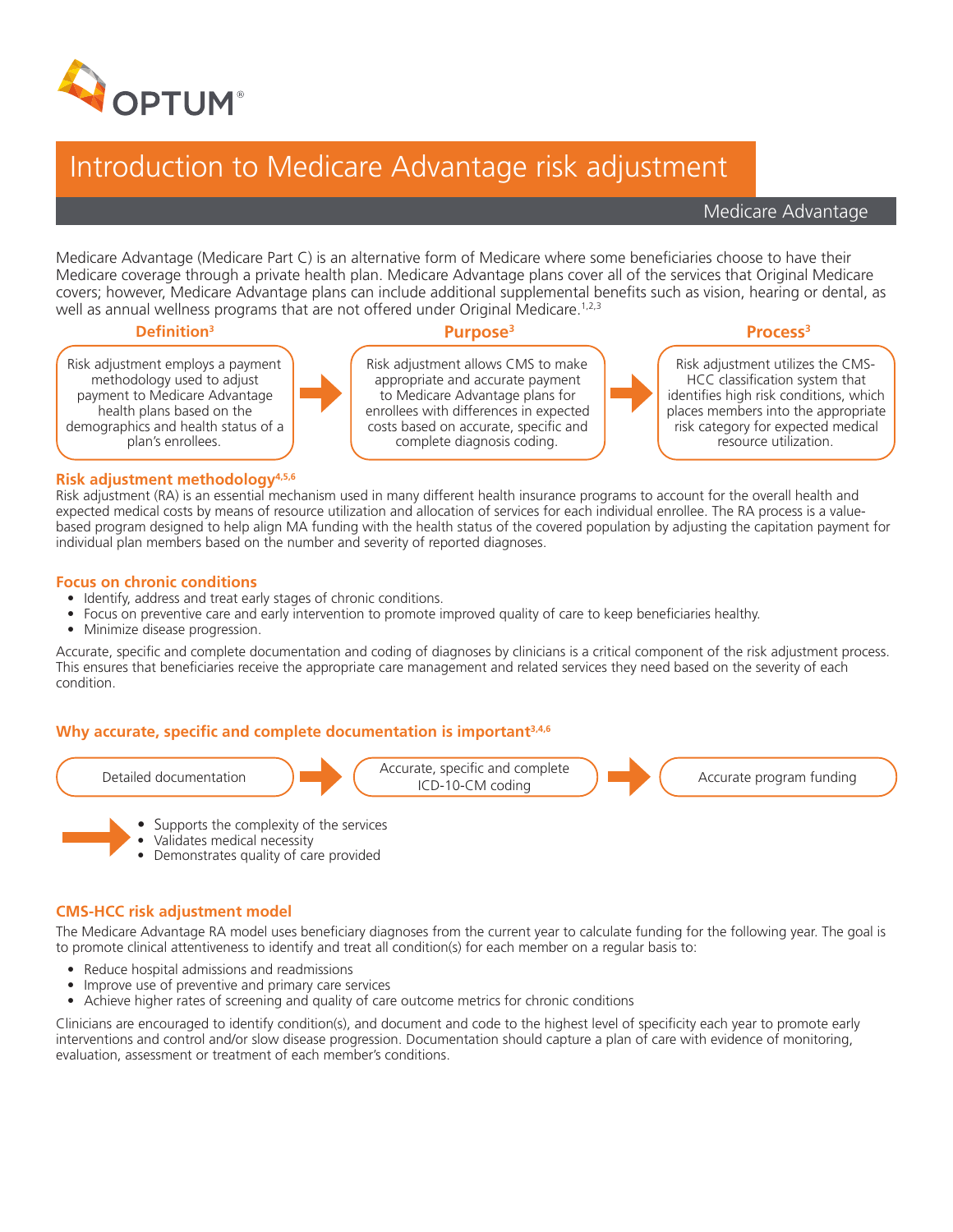# Introduction to Medicare Advantage risk adjustment

Medicare Advantage

Medicare Advantage (Medicare Part C) is an alternative form of Medicare where some beneficiaries choose to have their Medicare coverage through a private health plan. Medicare Advantage plans cover all of the services that Original Medicare covers; however, Medicare Advantage plans can include additional supplemental benefits such as vision, hearing or dental, as well as annual wellness programs that are not offered under Original Medicare.[1,2,3]

**Definition[3]**

Risk adjustment employs a payment methodology used to adjust payment to Medicare Advantage health plans based on the demographics and health status of a plan's enrollees.

**Purpose[3]**

Risk adjustment allows CMS to make appropriate and accurate payment to Medicare Advantage plans for enrollees with differences in expected costs based on accurate, specific and complete diagnosis coding.

**Process[3]**

Risk adjustment utilizes the CMS-HCC classification system that identifies high risk conditions, which places members into the appropriate risk category for expected medical resource utilization.

## Risk adjustment methodology[4,5,6]

Risk adjustment (RA) is an essential mechanism used in many different health insurance programs to account for the overall health and expected medical costs by means of resource utilization and allocation of services for each individual enrollee. The RA process is a value-based program designed to help align MA funding with the health status of the covered population by adjusting the capitation payment for individual plan members based on the number and severity of reported diagnoses.

## Focus on chronic conditions

- Identify, address and treat early stages of chronic conditions.
- Focus on preventive care and early intervention to promote improved quality of care to keep beneficiaries healthy.
- Minimize disease progression.

Accurate, specific and complete documentation and coding of diagnoses by clinicians is a critical component of the risk adjustment process. This ensures that beneficiaries receive the appropriate care management and related services they need based on the severity of each condition.

## Why accurate, specific and complete documentation is important[3,4,6]

Detailed documentation → Accurate, specific and complete ICD-10-CM coding → Accurate program funding

- Supports the complexity of the services
- Validates medical necessity
- Demonstrates quality of care provided

## CMS-HCC risk adjustment model

The Medicare Advantage RA model uses beneficiary diagnoses from the current year to calculate funding for the following year. The goal is to promote clinical attentiveness to identify and treat all condition(s) for each member on a regular basis to:

- Reduce hospital admissions and readmissions
- Improve use of preventive and primary care services
- Achieve higher rates of screening and quality of care outcome metrics for chronic conditions

Clinicians are encouraged to identify condition(s), and document and code to the highest level of specificity each year to promote early interventions and control and/or slow disease progression. Documentation should capture a plan of care with evidence of monitoring, evaluation, assessment or treatment of each member's conditions.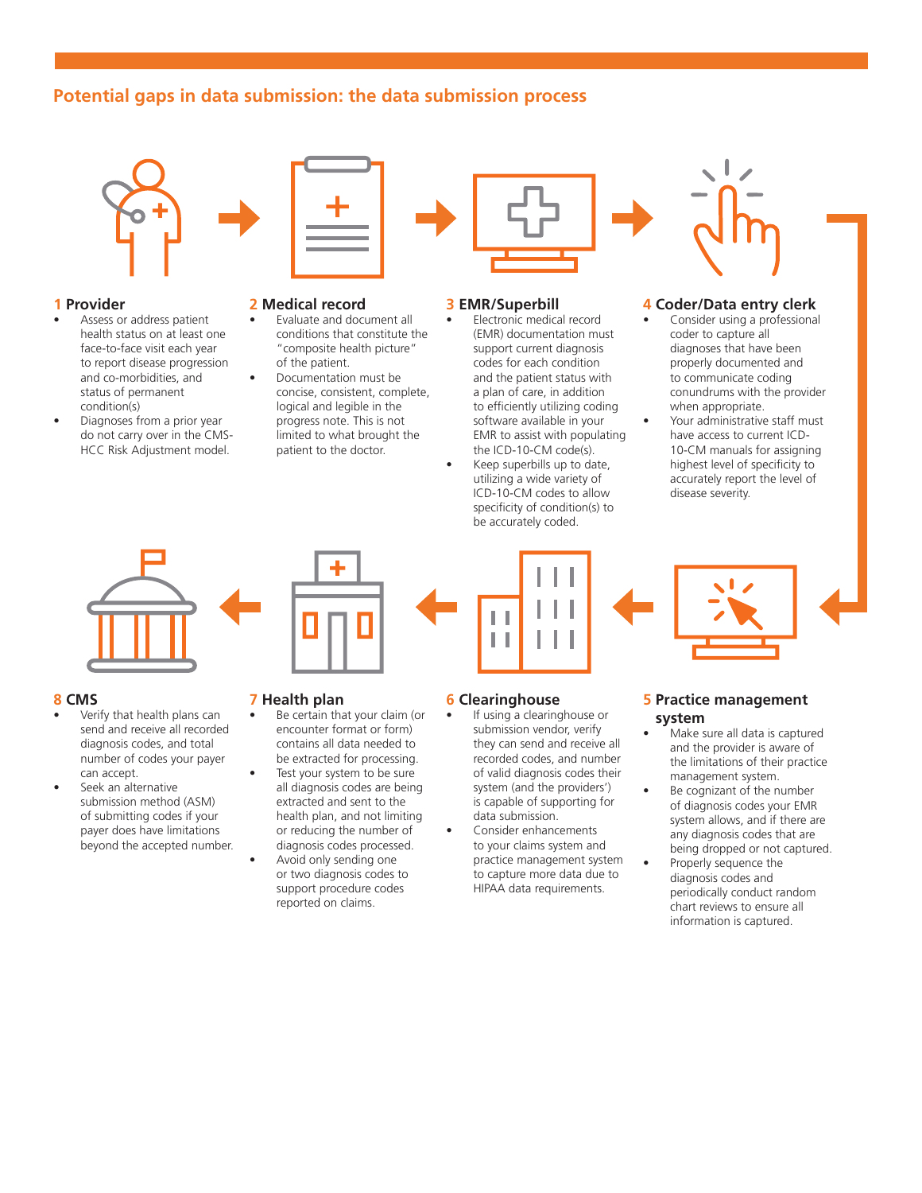## Potential gaps in data submission: the data submission process

### 1 Provider

- Assess or address patient health status on at least one face-to-face visit each year to report disease progression and co-morbidities, and status of permanent condition(s)
- Diagnoses from a prior year do not carry over in the CMS-HCC Risk Adjustment model.

### 2 Medical record

- Evaluate and document all conditions that constitute the "composite health picture" of the patient.
- Documentation must be concise, consistent, complete, logical and legible in the progress note. This is not limited to what brought the patient to the doctor.

### 3 EMR/Superbill

- Electronic medical record (EMR) documentation must support current diagnosis codes for each condition and the patient status with a plan of care, in addition to efficiently utilizing coding software available in your EMR to assist with populating the ICD-10-CM code(s).
- Keep superbills up to date, utilizing a wide variety of ICD-10-CM codes to allow specificity of condition(s) to be accurately coded.

### 4 Coder/Data entry clerk

- Consider using a professional coder to capture all diagnoses that have been properly documented and to communicate coding conundrums with the provider when appropriate.
- Your administrative staff must have access to current ICD-10-CM manuals for assigning highest level of specificity to accurately report the level of disease severity.

### 5 Practice management system

- Make sure all data is captured and the provider is aware of the limitations of their practice management system.
- Be cognizant of the number of diagnosis codes your EMR system allows, and if there are any diagnosis codes that are being dropped or not captured.
- Properly sequence the diagnosis codes and periodically conduct random chart reviews to ensure all information is captured.

### 6 Clearinghouse

- If using a clearinghouse or submission vendor, verify they can send and receive all recorded codes, and number of valid diagnosis codes their system (and the providers') is capable of supporting for data submission.
- Consider enhancements to your claims system and practice management system to capture more data due to HIPAA data requirements.

### 7 Health plan

- Be certain that your claim (or encounter format or form) contains all data needed to be extracted for processing.
- Test your system to be sure all diagnosis codes are being extracted and sent to the health plan, and not limiting or reducing the number of diagnosis codes processed.
- Avoid only sending one or two diagnosis codes to support procedure codes reported on claims.

### 8 CMS

- Verify that health plans can send and receive all recorded diagnosis codes, and total number of codes your payer can accept.
- Seek an alternative submission method (ASM) of submitting codes if your payer does have limitations beyond the accepted number.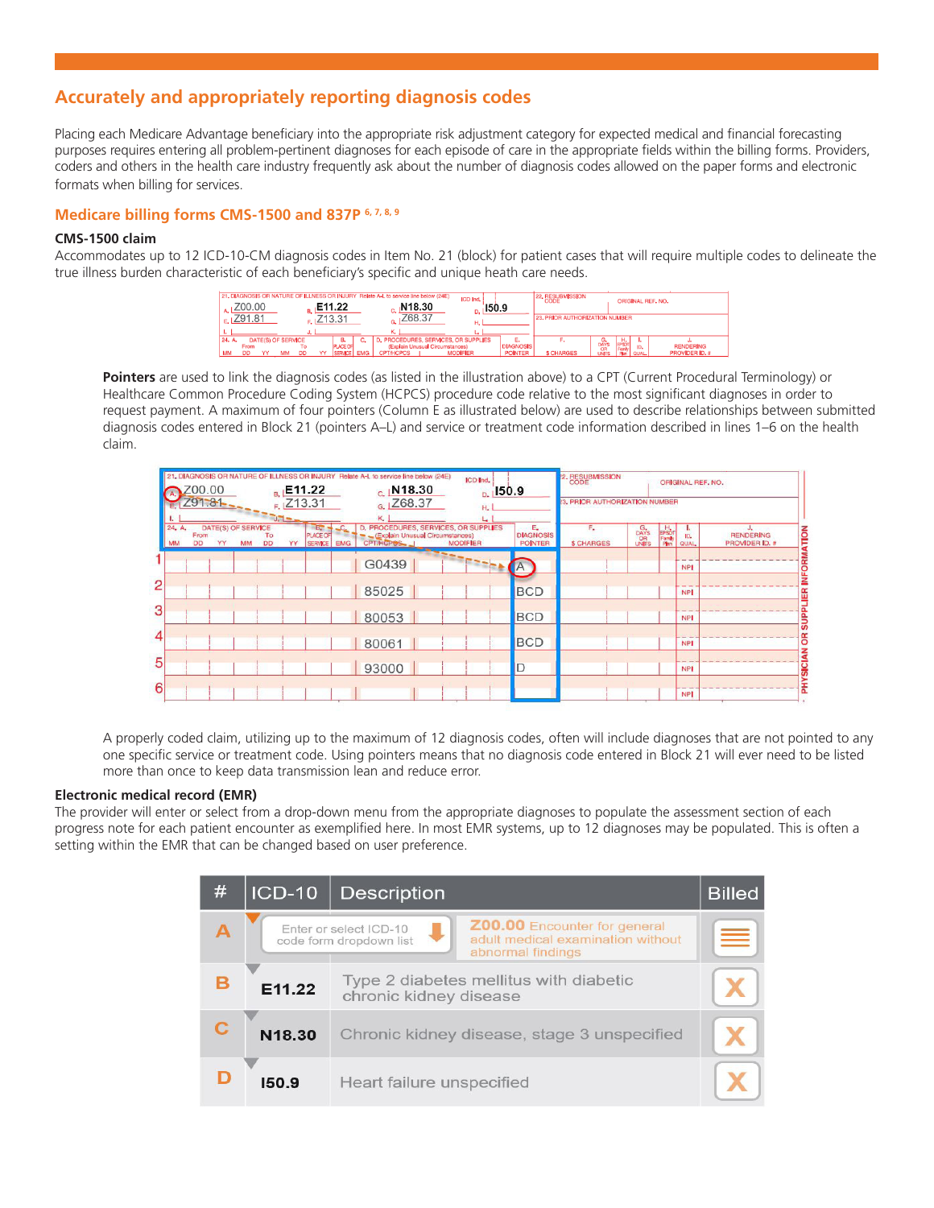## Accurately and appropriately reporting diagnosis codes

Placing each Medicare Advantage beneficiary into the appropriate risk adjustment category for expected medical and financial forecasting purposes requires entering all problem-pertinent diagnoses for each episode of care in the appropriate fields within the billing forms. Providers, coders and others in the health care industry frequently ask about the number of diagnosis codes allowed on the paper forms and electronic formats when billing for services.

### Medicare billing forms CMS-1500 and 837P [6, 7, 8, 9]

**CMS-1500 claim**

Accommodates up to 12 ICD-10-CM diagnosis codes in Item No. 21 (block) for patient cases that will require multiple codes to delineate the true illness burden characteristic of each beneficiary's specific and unique heath care needs.

| 21. DIAGNOSIS OR NATURE OF ILLNESS OR INJURY Relate A-L to service line below (24E) | | | |
|---|---|---|---|
| A. Z00.00 | B. E11.22 | C. N18.30 | D. I50.9 |
| E. Z91.81 | F. Z13.31 | G. Z68.37 | H. |
| I. | J. | K. | L. |

**Pointers** are used to link the diagnosis codes (as listed in the illustration above) to a CPT (Current Procedural Terminology) or Healthcare Common Procedure Coding System (HCPCS) procedure code relative to the most significant diagnoses in order to request payment. A maximum of four pointers (Column E as illustrated below) are used to describe relationships between submitted diagnosis codes entered in Block 21 (pointers A–L) and service or treatment code information described in lines 1–6 on the health claim.

| Line | D. Procedures, Services, or Supplies (CPT/HCPCS) | E. Diagnosis Pointer |
|---|---|---|
| 1 | G0439 | A |
| 2 | 85025 | BCD |
| 3 | 80053 | BCD |
| 4 | 80061 | BCD |
| 5 | 93000 | D |
| 6 | | |

A properly coded claim, utilizing up to the maximum of 12 diagnosis codes, often will include diagnoses that are not pointed to any one specific service or treatment code. Using pointers means that no diagnosis code entered in Block 21 will ever need to be listed more than once to keep data transmission lean and reduce error.

**Electronic medical record (EMR)**

The provider will enter or select from a drop-down menu from the appropriate diagnoses to populate the assessment section of each progress note for each patient encounter as exemplified here. In most EMR systems, up to 12 diagnoses may be populated. This is often a setting within the EMR that can be changed based on user preference.

| # | ICD-10 | Description | Billed |
|---|---|---|---|
| A | Enter or select ICD-10 code form dropdown list | Z00.00 Encounter for general adult medical examination without abnormal findings | |
| B | E11.22 | Type 2 diabetes mellitus with diabetic chronic kidney disease | X |
| C | N18.30 | Chronic kidney disease, stage 3 unspecified | X |
| D | I50.9 | Heart failure unspecified | X |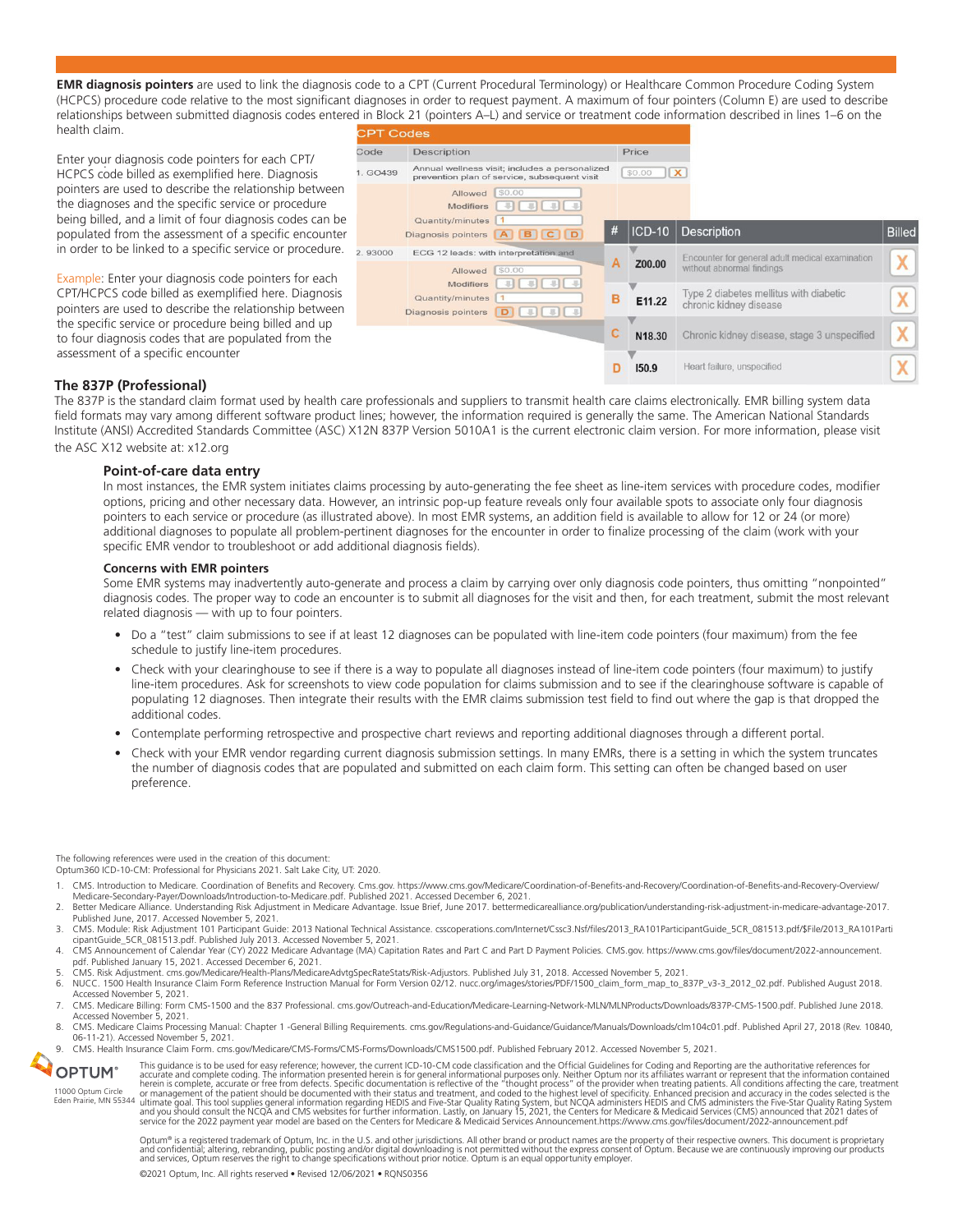**EMR diagnosis pointers** are used to link the diagnosis code to a CPT (Current Procedural Terminology) or Healthcare Common Procedure Coding System (HCPCS) procedure code relative to the most significant diagnoses in order to request payment. A maximum of four pointers (Column E) are used to describe relationships between submitted diagnosis codes entered in Block 21 (pointers A–L) and service or treatment code information described in lines 1–6 on the health claim.

Enter your diagnosis code pointers for each CPT/HCPCS code billed as exemplified here. Diagnosis pointers are used to describe the relationship between the diagnoses and the specific service or procedure being billed, and a limit of four diagnosis codes can be populated from the assessment of a specific encounter in order to be linked to a specific service or procedure.

Example: Enter your diagnosis code pointers for each CPT/HCPCS code billed as exemplified here. Diagnosis pointers are used to describe the relationship between the specific service or procedure being billed and up to four diagnosis codes that are populated from the assessment of a specific encounter

CPT Codes

| Code | Description | Price |
|---|---|---|
| 1. G0439 | Annual wellness visit; includes a personalized prevention plan of service, subsequent visit | $0.00 X |
| | Allowed $0.00 | |
| | Modifiers | |
| | Quantity/minutes 1 | |
| | Diagnosis pointers A B C D | |
| 2. 93000 | ECG 12 leads: with interpretation and | |
| | Allowed $0.00 | |
| | Modifiers | |
| | Quantity/minutes 1 | |
| | Diagnosis pointers D | |

| # | ICD-10 | Description | Billed |
|---|---|---|---|
| A | Z00.00 | Encounter for general adult medical examination without abnormal findings | X |
| B | E11.22 | Type 2 diabetes mellitus with diabetic chronic kidney disease | X |
| C | N18.30 | Chronic kidney disease, stage 3 unspecified | X |
| D | I50.9 | Heart failure, unspecified | X |

## The 837P (Professional)

The 837P is the standard claim format used by health care professionals and suppliers to transmit health care claims electronically. EMR billing system data field formats may vary among different software product lines; however, the information required is generally the same. The American National Standards Institute (ANSI) Accredited Standards Committee (ASC) X12N 837P Version 5010A1 is the current electronic claim version. For more information, please visit the ASC X12 website at: x12.org

### Point-of-care data entry

In most instances, the EMR system initiates claims processing by auto-generating the fee sheet as line-item services with procedure codes, modifier options, pricing and other necessary data. However, an intrinsic pop-up feature reveals only four available spots to associate only four diagnosis pointers to each service or procedure (as illustrated above). In most EMR systems, an addition field is available to allow for 12 or 24 (or more) additional diagnoses to populate all problem-pertinent diagnoses for the encounter in order to finalize processing of the claim (work with your specific EMR vendor to troubleshoot or add additional diagnosis fields).

### Concerns with EMR pointers

Some EMR systems may inadvertently auto-generate and process a claim by carrying over only diagnosis code pointers, thus omitting "nonpointed" diagnosis codes. The proper way to code an encounter is to submit all diagnoses for the visit and then, for each treatment, submit the most relevant related diagnosis — with up to four pointers.

- Do a "test" claim submissions to see if at least 12 diagnoses can be populated with line-item code pointers (four maximum) from the fee schedule to justify line-item procedures.
- Check with your clearinghouse to see if there is a way to populate all diagnoses instead of line-item code pointers (four maximum) to justify line-item procedures. Ask for screenshots to view code population for claims submission and to see if the clearinghouse software is capable of populating 12 diagnoses. Then integrate their results with the EMR claims submission test field to find out where the gap is that dropped the additional codes.
- Contemplate performing retrospective and prospective chart reviews and reporting additional diagnoses through a different portal.
- Check with your EMR vendor regarding current diagnosis submission settings. In many EMRs, there is a setting in which the system truncates the number of diagnosis codes that are populated and submitted on each claim form. This setting can often be changed based on user preference.

The following references were used in the creation of this document:
Optum360 ICD-10-CM: Professional for Physicians 2021. Salt Lake City, UT: 2020.

1. CMS. Introduction to Medicare. Coordination of Benefits and Recovery. Cms.gov. https://www.cms.gov/Medicare/Coordination-of-Benefits-and-Recovery/Coordination-of-Benefits-and-Recovery-Overview/Medicare-Secondary-Payer/Downloads/Introduction-to-Medicare.pdf. Published 2021. Accessed December 6, 2021.
2. Better Medicare Alliance. Understanding Risk Adjustment in Medicare Advantage. Issue Brief, June 2017. bettermedicarealliance.org/publication/understanding-risk-adjustment-in-medicare-advantage-2017. Published June, 2017. Accessed November 5, 2021.
3. CMS. Module: Risk Adjustment 101 Participant Guide: 2013 National Technical Assistance. csscoperations.com/Internet/Cssc3.Nsf/files/2013_RA101ParticipantGuide_5CR_081513.pdf/$File/2013_RA101ParticipantGuide_5CR_081513.pdf. Published July 2013. Accessed November 5, 2021.
4. CMS Announcement of Calendar Year (CY) 2022 Medicare Advantage (MA) Capitation Rates and Part C and Part D Payment Policies. CMS.gov. https://www.cms.gov/files/document/2022-announcement.pdf. Published January 15, 2021. Accessed December 6, 2021.
5. CMS. Risk Adjustment. cms.gov/Medicare/Health-Plans/MedicareAdvtgSpecRateStats/Risk-Adjustors. Published July 31, 2018. Accessed November 5, 2021.
6. NUCC. 1500 Health Insurance Claim Form Reference Instruction Manual for Form Version 02/12. nucc.org/images/stories/PDF/1500_claim_form_map_to_837P_v3-3_2012_02.pdf. Published August 2018. Accessed November 5, 2021.
7. CMS. Medicare Billing: Form CMS-1500 and the 837 Professional. cms.gov/Outreach-and-Education/Medicare-Learning-Network-MLN/MLNProducts/Downloads/837P-CMS-1500.pdf. Published June 2018. Accessed November 5, 2021.
8. CMS. Medicare Claims Processing Manual: Chapter 1 -General Billing Requirements. cms.gov/Regulations-and-Guidance/Guidance/Manuals/Downloads/clm104c01.pdf. Published April 27, 2018 (Rev. 10840, 06-11-21). Accessed November 5, 2021.
9. CMS. Health Insurance Claim Form. cms.gov/Medicare/CMS-Forms/CMS-Forms/Downloads/CMS1500.pdf. Published February 2012. Accessed November 5, 2021.

OPTUM®
11000 Optum Circle
Eden Prairie, MN 55344

This guidance is to be used for easy reference; however, the current ICD-10-CM code classification and the Official Guidelines for Coding and Reporting are the authoritative references for accurate and complete coding. The information presented herein is for general informational purposes only. Neither Optum nor its affiliates warrant or represent that the information contained herein is complete, accurate or free from defects. Specific documentation is reflective of the "thought process" of the provider when treating patients. All conditions affecting the care, treatment or management of the patient should be documented with their status and treatment, and coded to the highest level of specificity. Enhanced precision and accuracy in the codes selected is the ultimate goal. This tool supplies general information regarding HEDIS and Five-Star Quality Rating System, but NCQA administers HEDIS and CMS administers the Five-Star Quality Rating System and you should consult the NCQA and CMS websites for further information. Lastly, on January 15, 2021, the Centers for Medicare & Medicaid Services (CMS) announced that 2021 dates of service for the 2022 payment year model are based on the Centers for Medicare & Medicaid Services Announcement.https://www.cms.gov/files/document/2022-announcement.pdf

Optum® is a registered trademark of Optum, Inc. in the U.S. and other jurisdictions. All other brand or product names are the property of their respective owners. This document is proprietary and confidential; altering, rebranding, public posting and/or digital downloading is not permitted without the express consent of Optum. Because we are continuously improving our products and services, Optum reserves the right to change specifications without prior notice. Optum is an equal opportunity employer.

©2021 Optum, Inc. All rights reserved • Revised 12/06/2021 • RQNS0356